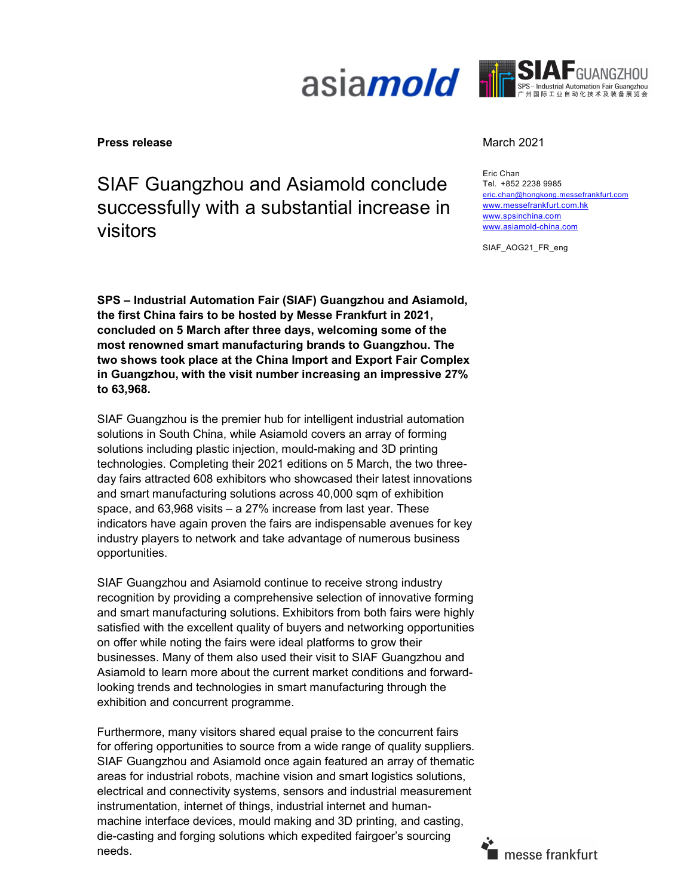**Press release**

March 2021

Eric Chan
Tel. +852 2238 9985
eric.chan@hongkong.messefrankfurt.com
www.messefrankfurt.com.hk
www.spsinchina.com
www.asiamold-china.com

SIAF_AOG21_FR_eng

# SIAF Guangzhou and Asiamold conclude successfully with a substantial increase in visitors

**SPS – Industrial Automation Fair (SIAF) Guangzhou and Asiamold, the first China fairs to be hosted by Messe Frankfurt in 2021, concluded on 5 March after three days, welcoming some of the most renowned smart manufacturing brands to Guangzhou. The two shows took place at the China Import and Export Fair Complex in Guangzhou, with the visit number increasing an impressive 27% to 63,968.**

SIAF Guangzhou is the premier hub for intelligent industrial automation solutions in South China, while Asiamold covers an array of forming solutions including plastic injection, mould-making and 3D printing technologies. Completing their 2021 editions on 5 March, the two three-day fairs attracted 608 exhibitors who showcased their latest innovations and smart manufacturing solutions across 40,000 sqm of exhibition space, and 63,968 visits – a 27% increase from last year. These indicators have again proven the fairs are indispensable avenues for key industry players to network and take advantage of numerous business opportunities.

SIAF Guangzhou and Asiamold continue to receive strong industry recognition by providing a comprehensive selection of innovative forming and smart manufacturing solutions. Exhibitors from both fairs were highly satisfied with the excellent quality of buyers and networking opportunities on offer while noting the fairs were ideal platforms to grow their businesses. Many of them also used their visit to SIAF Guangzhou and Asiamold to learn more about the current market conditions and forward-looking trends and technologies in smart manufacturing through the exhibition and concurrent programme.

Furthermore, many visitors shared equal praise to the concurrent fairs for offering opportunities to source from a wide range of quality suppliers. SIAF Guangzhou and Asiamold once again featured an array of thematic areas for industrial robots, machine vision and smart logistics solutions, electrical and connectivity systems, sensors and industrial measurement instrumentation, internet of things, industrial internet and human-machine interface devices, mould making and 3D printing, and casting, die-casting and forging solutions which expedited fairgoer's sourcing needs.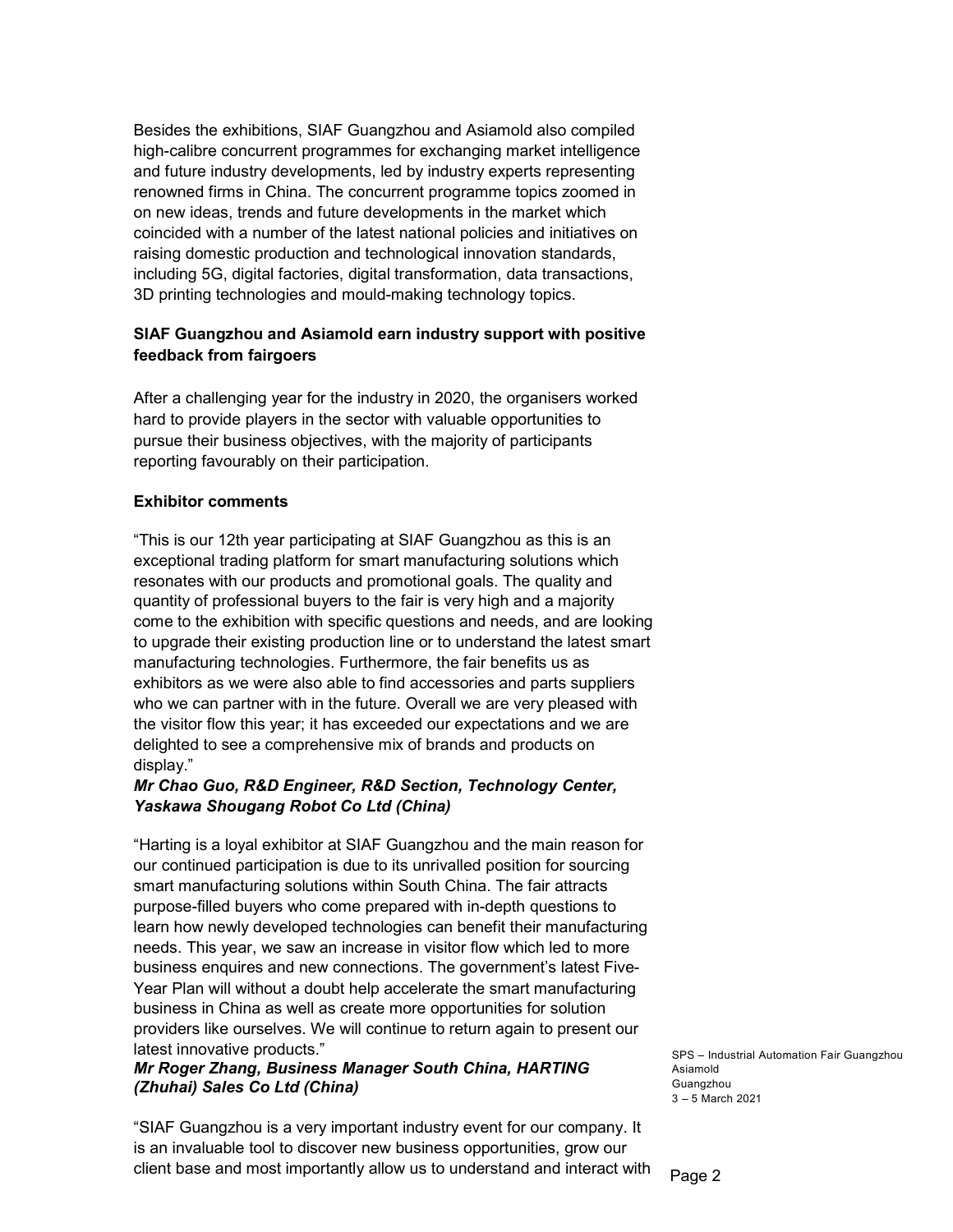Besides the exhibitions, SIAF Guangzhou and Asiamold also compiled high-calibre concurrent programmes for exchanging market intelligence and future industry developments, led by industry experts representing renowned firms in China. The concurrent programme topics zoomed in on new ideas, trends and future developments in the market which coincided with a number of the latest national policies and initiatives on raising domestic production and technological innovation standards, including 5G, digital factories, digital transformation, data transactions, 3D printing technologies and mould-making technology topics.

**SIAF Guangzhou and Asiamold earn industry support with positive feedback from fairgoers**

After a challenging year for the industry in 2020, the organisers worked hard to provide players in the sector with valuable opportunities to pursue their business objectives, with the majority of participants reporting favourably on their participation.

**Exhibitor comments**

"This is our 12th year participating at SIAF Guangzhou as this is an exceptional trading platform for smart manufacturing solutions which resonates with our products and promotional goals. The quality and quantity of professional buyers to the fair is very high and a majority come to the exhibition with specific questions and needs, and are looking to upgrade their existing production line or to understand the latest smart manufacturing technologies. Furthermore, the fair benefits us as exhibitors as we were also able to find accessories and parts suppliers who we can partner with in the future. Overall we are very pleased with the visitor flow this year; it has exceeded our expectations and we are delighted to see a comprehensive mix of brands and products on display."
***Mr Chao Guo, R&D Engineer, R&D Section, Technology Center, Yaskawa Shougang Robot Co Ltd (China)***

"Harting is a loyal exhibitor at SIAF Guangzhou and the main reason for our continued participation is due to its unrivalled position for sourcing smart manufacturing solutions within South China. The fair attracts purpose-filled buyers who come prepared with in-depth questions to learn how newly developed technologies can benefit their manufacturing needs. This year, we saw an increase in visitor flow which led to more business enquires and new connections. The government's latest Five-Year Plan will without a doubt help accelerate the smart manufacturing business in China as well as create more opportunities for solution providers like ourselves. We will continue to return again to present our latest innovative products."
***Mr Roger Zhang, Business Manager South China, HARTING (Zhuhai) Sales Co Ltd (China)***

"SIAF Guangzhou is a very important industry event for our company. It is an invaluable tool to discover new business opportunities, grow our client base and most importantly allow us to understand and interact with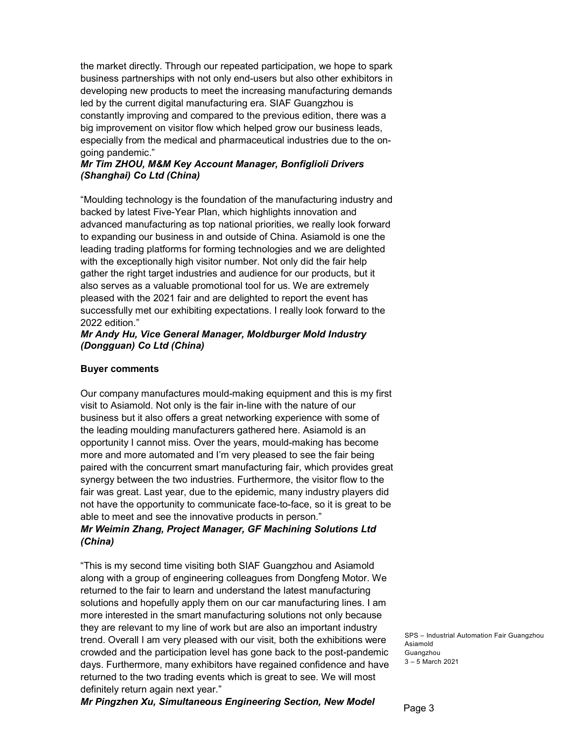the market directly. Through our repeated participation, we hope to spark business partnerships with not only end-users but also other exhibitors in developing new products to meet the increasing manufacturing demands led by the current digital manufacturing era. SIAF Guangzhou is constantly improving and compared to the previous edition, there was a big improvement on visitor flow which helped grow our business leads, especially from the medical and pharmaceutical industries due to the on-going pandemic."

***Mr Tim ZHOU, M&M Key Account Manager, Bonfiglioli Drivers (Shanghai) Co Ltd (China)***

"Moulding technology is the foundation of the manufacturing industry and backed by latest Five-Year Plan, which highlights innovation and advanced manufacturing as top national priorities, we really look forward to expanding our business in and outside of China. Asiamold is one the leading trading platforms for forming technologies and we are delighted with the exceptionally high visitor number. Not only did the fair help gather the right target industries and audience for our products, but it also serves as a valuable promotional tool for us. We are extremely pleased with the 2021 fair and are delighted to report the event has successfully met our exhibiting expectations. I really look forward to the 2022 edition."

***Mr Andy Hu, Vice General Manager, Moldburger Mold Industry (Dongguan) Co Ltd (China)***

**Buyer comments**

Our company manufactures mould-making equipment and this is my first visit to Asiamold. Not only is the fair in-line with the nature of our business but it also offers a great networking experience with some of the leading moulding manufacturers gathered here. Asiamold is an opportunity I cannot miss. Over the years, mould-making has become more and more automated and I'm very pleased to see the fair being paired with the concurrent smart manufacturing fair, which provides great synergy between the two industries. Furthermore, the visitor flow to the fair was great. Last year, due to the epidemic, many industry players did not have the opportunity to communicate face-to-face, so it is great to be able to meet and see the innovative products in person."

***Mr Weimin Zhang, Project Manager, GF Machining Solutions Ltd (China)***

"This is my second time visiting both SIAF Guangzhou and Asiamold along with a group of engineering colleagues from Dongfeng Motor. We returned to the fair to learn and understand the latest manufacturing solutions and hopefully apply them on our car manufacturing lines. I am more interested in the smart manufacturing solutions not only because they are relevant to my line of work but are also an important industry trend. Overall I am very pleased with our visit, both the exhibitions were crowded and the participation level has gone back to the post-pandemic days. Furthermore, many exhibitors have regained confidence and have returned to the two trading events which is great to see. We will most definitely return again next year."

***Mr Pingzhen Xu, Simultaneous Engineering Section, New Model***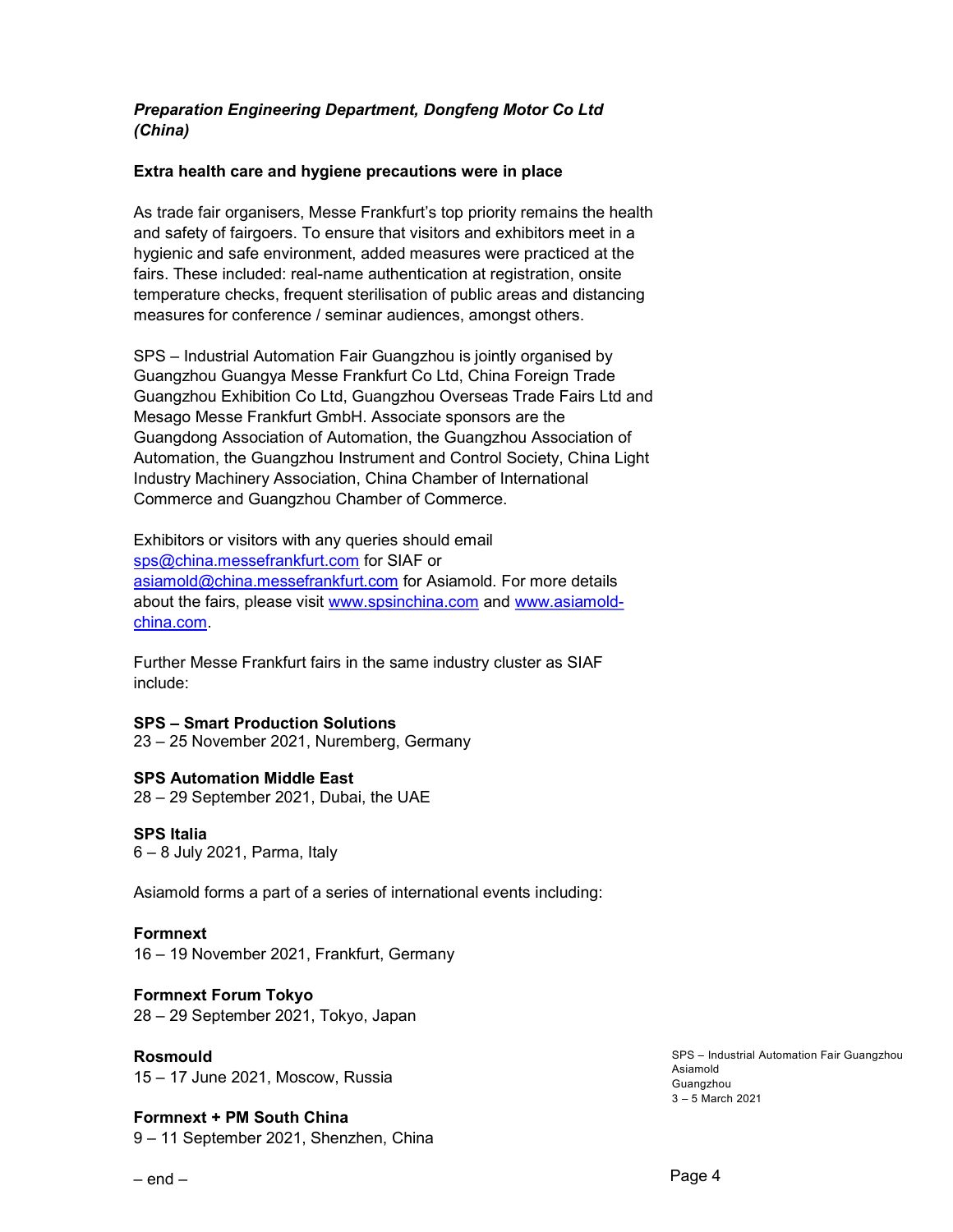*Preparation Engineering Department, Dongfeng Motor Co Ltd (China)*

**Extra health care and hygiene precautions were in place**

As trade fair organisers, Messe Frankfurt's top priority remains the health and safety of fairgoers. To ensure that visitors and exhibitors meet in a hygienic and safe environment, added measures were practiced at the fairs. These included: real-name authentication at registration, onsite temperature checks, frequent sterilisation of public areas and distancing measures for conference / seminar audiences, amongst others.

SPS – Industrial Automation Fair Guangzhou is jointly organised by Guangzhou Guangya Messe Frankfurt Co Ltd, China Foreign Trade Guangzhou Exhibition Co Ltd, Guangzhou Overseas Trade Fairs Ltd and Mesago Messe Frankfurt GmbH. Associate sponsors are the Guangdong Association of Automation, the Guangzhou Association of Automation, the Guangzhou Instrument and Control Society, China Light Industry Machinery Association, China Chamber of International Commerce and Guangzhou Chamber of Commerce.

Exhibitors or visitors with any queries should email sps@china.messefrankfurt.com for SIAF or asiamold@china.messefrankfurt.com for Asiamold. For more details about the fairs, please visit www.spsinchina.com and www.asiamold-china.com.

Further Messe Frankfurt fairs in the same industry cluster as SIAF include:

**SPS – Smart Production Solutions**
23 – 25 November 2021, Nuremberg, Germany

**SPS Automation Middle East**
28 – 29 September 2021, Dubai, the UAE

**SPS Italia**
6 – 8 July 2021, Parma, Italy

Asiamold forms a part of a series of international events including:

**Formnext**
16 – 19 November 2021, Frankfurt, Germany

**Formnext Forum Tokyo**
28 – 29 September 2021, Tokyo, Japan

**Rosmould**
15 – 17 June 2021, Moscow, Russia

**Formnext + PM South China**
9 – 11 September 2021, Shenzhen, China

– end –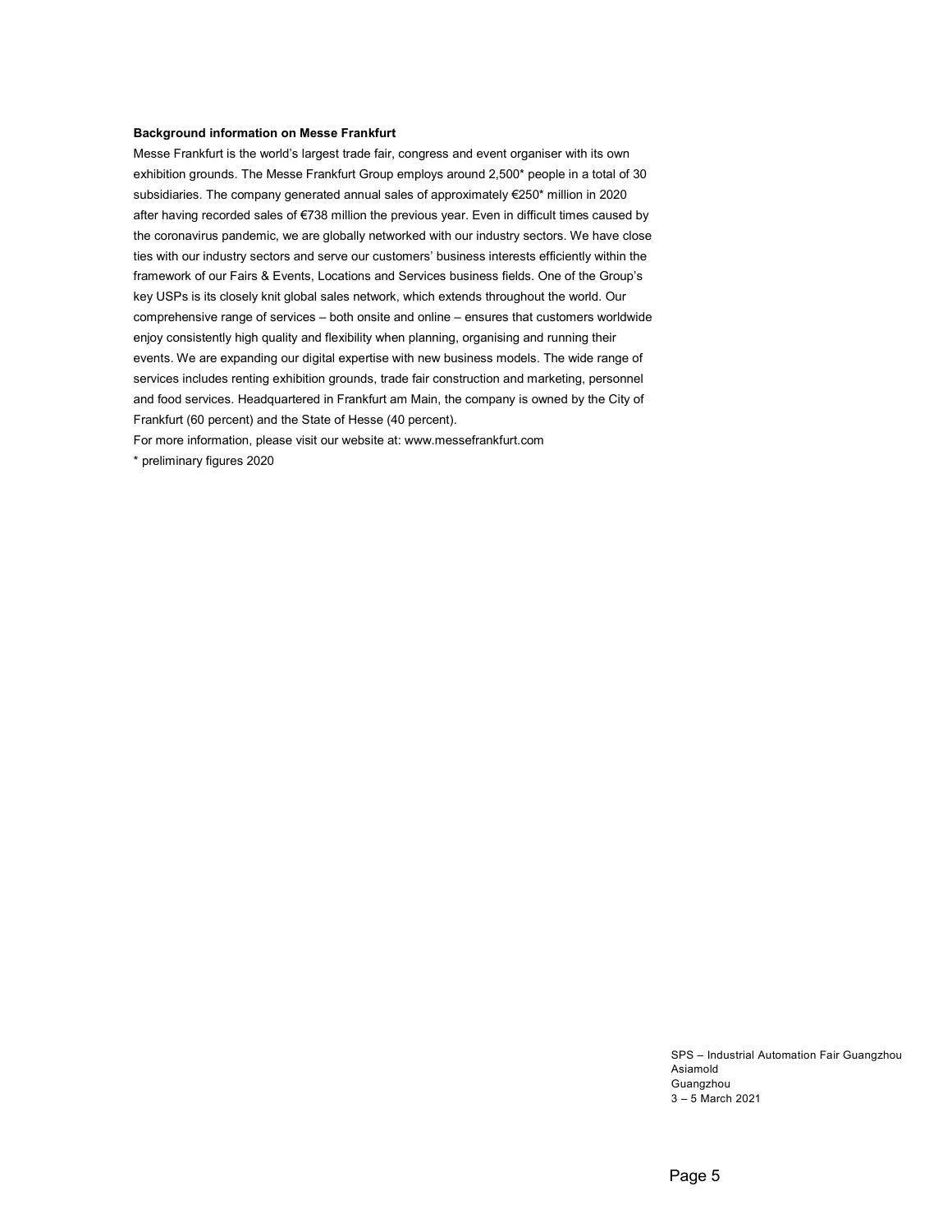**Background information on Messe Frankfurt**

Messe Frankfurt is the world's largest trade fair, congress and event organiser with its own exhibition grounds. The Messe Frankfurt Group employs around 2,500* people in a total of 30 subsidiaries. The company generated annual sales of approximately €250* million in 2020 after having recorded sales of €738 million the previous year. Even in difficult times caused by the coronavirus pandemic, we are globally networked with our industry sectors. We have close ties with our industry sectors and serve our customers' business interests efficiently within the framework of our Fairs & Events, Locations and Services business fields. One of the Group's key USPs is its closely knit global sales network, which extends throughout the world. Our comprehensive range of services – both onsite and online – ensures that customers worldwide enjoy consistently high quality and flexibility when planning, organising and running their events. We are expanding our digital expertise with new business models. The wide range of services includes renting exhibition grounds, trade fair construction and marketing, personnel and food services. Headquartered in Frankfurt am Main, the company is owned by the City of Frankfurt (60 percent) and the State of Hesse (40 percent).

For more information, please visit our website at: www.messefrankfurt.com

* preliminary figures 2020